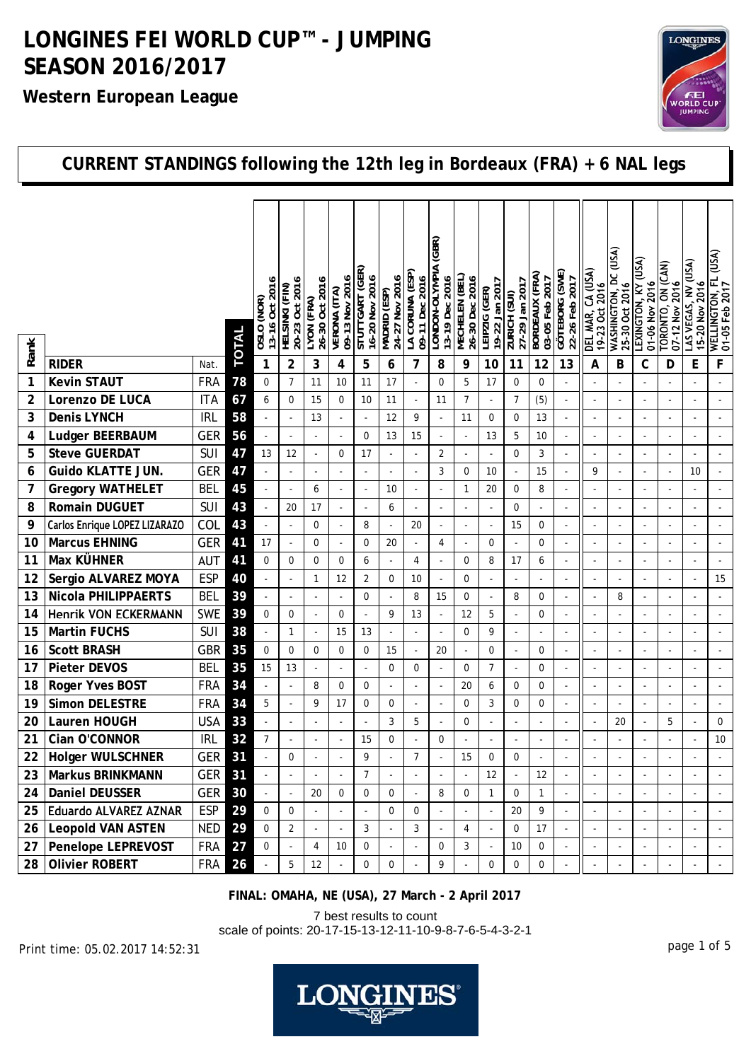# LONGINES FEI WORLD CUP™ - JUMPING SEASON 2016/2017

**Western European League**

## CURRENT STANDINGS following the 12th leg in Bordeaux (FRA) + 6 NAL legs

| Rank | RIDER | Nat. | TOTAL | OSLO (NOR) 13-16 Oct 2016 | HELSINKI (FIN) 20-23 Oct 2016 | LYON (FRA) 26-30 Oct 2016 | VERONA (ITA) 09-13 Nov 2016 | STUTTGART (GER) 16-20 Nov 2016 | MADRID (ESP) 24-27 Nov 2016 | LA CORUNA (ESP) 09-11 Dec 2016 | LONDON-OLYMPIA (GBR) 13-19 Dec 2016 | MECHELEN (BEL) 26-30 Dec 2016 | LEIPZIG (GER) 19-22 Jan 2017 | ZURICH (SUI) 27-29 Jan 2017 | BORDEAUX (FRA) 03-05 Feb 2017 | GÖTEBORG (SWE) 22-26 Feb 2017 | DEL MAR, CA (USA) 19-23 Oct 2016 | WASHINGTON, DC (USA) 25-30 Oct 2016 | LEXINGTON, KY (USA) 01-06 Nov 2016 | TORONTO, ON (CAN) 07-12 Nov 2016 | LAS VEGAS, NV (USA) 15-20 Nov 2016 | WELLINGTON, FL (USA) 01-05 Feb 2017 |
|---|---|---|---|---|---|---|---|---|---|---|---|---|---|---|---|---|---|---|---|---|---|---|
| | | | | 1 | 2 | 3 | 4 | 5 | 6 | 7 | 8 | 9 | 10 | 11 | 12 | 13 | A | B | C | D | E | F |
| 1 | Kevin STAUT | FRA | 78 | 0 | 7 | 11 | 10 | 11 | 17 | - | 0 | 5 | 17 | 0 | 0 | - | - | - | - | - | - | - |
| 2 | Lorenzo DE LUCA | ITA | 67 | 6 | 0 | 15 | 0 | 10 | 11 | - | 11 | 7 | - | 7 | (5) | - | - | - | - | - | - | - |
| 3 | Denis LYNCH | IRL | 58 | - | - | 13 | - | - | 12 | 9 | - | 11 | 0 | 0 | 13 | - | - | - | - | - | - | - |
| 4 | Ludger BEERBAUM | GER | 56 | - | - | - | - | 0 | 13 | 15 | - | - | 13 | 5 | 10 | - | - | - | - | - | - | - |
| 5 | Steve GUERDAT | SUI | 47 | 13 | 12 | - | 0 | 17 | - | - | 2 | - | - | 0 | 3 | - | - | - | - | - | - | - |
| 6 | Guido KLATTE JUN. | GER | 47 | - | - | - | - | - | - | - | 3 | 0 | 10 | - | 15 | - | 9 | - | - | - | 10 | - |
| 7 | Gregory WATHELET | BEL | 45 | - | - | 6 | - | - | 10 | - | - | 1 | 20 | 0 | 8 | - | - | - | - | - | - | - |
| 8 | Romain DUGUET | SUI | 43 | - | 20 | 17 | - | - | 6 | - | - | - | - | 0 | - | - | - | - | - | - | - | - |
| 9 | Carlos Enrique LOPEZ LIZARAZO | COL | 43 | - | - | 0 | - | 8 | - | 20 | - | - | - | 15 | 0 | - | - | - | - | - | - | - |
| 10 | Marcus EHNING | GER | 41 | 17 | - | 0 | - | 0 | 20 | - | 4 | - | 0 | - | 0 | - | - | - | - | - | - | - |
| 11 | Max KÜHNER | AUT | 41 | 0 | 0 | 0 | 0 | 6 | - | 4 | - | 0 | 8 | 17 | 6 | - | - | - | - | - | - | - |
| 12 | Sergio ALVAREZ MOYA | ESP | 40 | - | - | 1 | 12 | 2 | 0 | 10 | - | 0 | - | - | - | - | - | - | - | - | - | 15 |
| 13 | Nicola PHILIPPAERTS | BEL | 39 | - | - | - | - | 0 | - | 8 | 15 | 0 | - | 8 | 0 | - | - | 8 | - | - | - | - |
| 14 | Henrik VON ECKERMANN | SWE | 39 | 0 | 0 | - | 0 | - | 9 | 13 | - | 12 | 5 | - | 0 | - | - | - | - | - | - | - |
| 15 | Martin FUCHS | SUI | 38 | - | 1 | - | 15 | 13 | - | - | - | 0 | 9 | - | - | - | - | - | - | - | - | - |
| 16 | Scott BRASH | GBR | 35 | 0 | 0 | 0 | 0 | 0 | 15 | - | 20 | - | 0 | - | 0 | - | - | - | - | - | - | - |
| 17 | Pieter DEVOS | BEL | 35 | 15 | 13 | - | - | - | 0 | 0 | - | 0 | 7 | - | 0 | - | - | - | - | - | - | - |
| 18 | Roger Yves BOST | FRA | 34 | - | - | 8 | 0 | 0 | - | - | - | 20 | 6 | 0 | 0 | - | - | - | - | - | - | - |
| 19 | Simon DELESTRE | FRA | 34 | 5 | - | 9 | 17 | 0 | 0 | - | - | 0 | 3 | 0 | 0 | - | - | - | - | - | - | - |
| 20 | Lauren HOUGH | USA | 33 | - | - | - | - | - | 3 | 5 | - | 0 | - | - | - | - | - | 20 | - | 5 | - | 0 |
| 21 | Cian O'CONNOR | IRL | 32 | 7 | - | - | - | 15 | 0 | - | 0 | - | - | - | - | - | - | - | - | - | - | 10 |
| 22 | Holger WULSCHNER | GER | 31 | - | 0 | - | - | 9 | - | 7 | - | 15 | 0 | 0 | - | - | - | - | - | - | - | - |
| 23 | Markus BRINKMANN | GER | 31 | - | - | - | - | 7 | - | - | - | - | 12 | - | 12 | - | - | - | - | - | - | - |
| 24 | Daniel DEUSSER | GER | 30 | - | - | 20 | 0 | 0 | 0 | - | 8 | 0 | 1 | 0 | 1 | - | - | - | - | - | - | - |
| 25 | Eduardo ALVAREZ AZNAR | ESP | 29 | 0 | 0 | - | - | - | 0 | 0 | - | - | - | 20 | 9 | - | - | - | - | - | - | - |
| 26 | Leopold VAN ASTEN | NED | 29 | 0 | 2 | - | - | 3 | - | 3 | - | 4 | - | 0 | 17 | - | - | - | - | - | - | - |
| 27 | Penelope LEPREVOST | FRA | 27 | 0 | - | 4 | 10 | 0 | - | - | 0 | 3 | - | 10 | 0 | - | - | - | - | - | - | - |
| 28 | Olivier ROBERT | FRA | 26 | - | 5 | 12 | - | 0 | 0 | - | 9 | - | 0 | 0 | 0 | - | - | - | - | - | - | - |

**FINAL: OMAHA, NE (USA), 27 March - 2 April 2017**

7 best results to count
scale of points: 20-17-15-13-12-11-10-9-8-7-6-5-4-3-2-1

Print time: 05.02.2017 14:52:31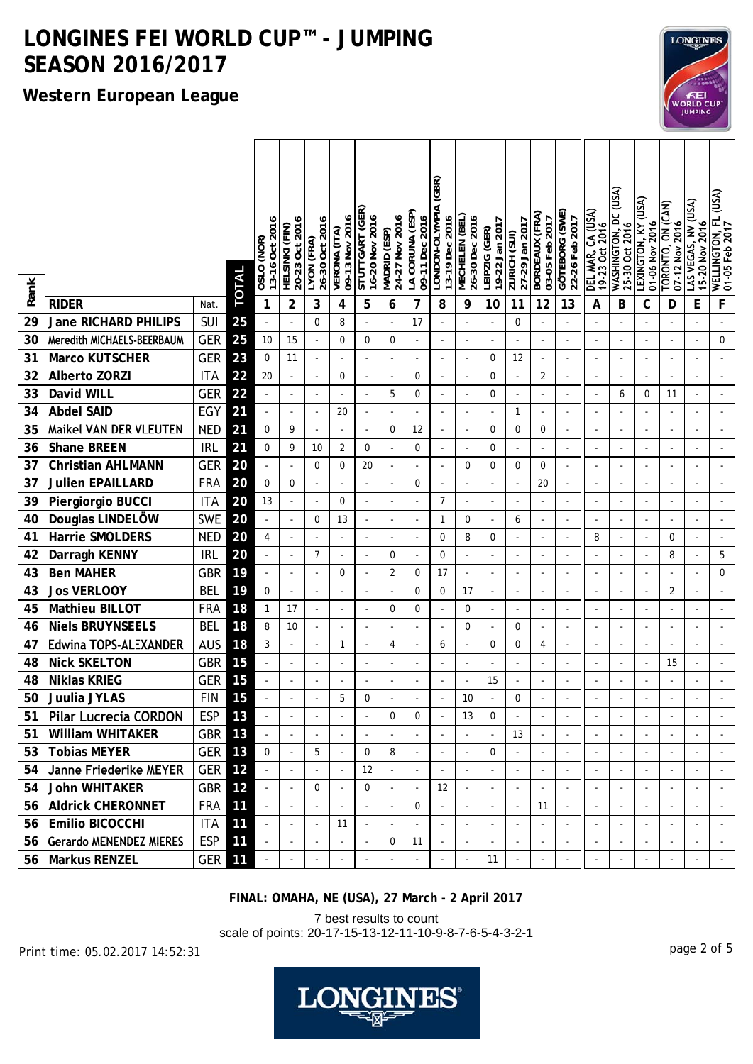# LONGINES FEI WORLD CUP™ - JUMPING SEASON 2016/2017

## Western European League

| Rank | RIDER | Nat. | TOTAL | 1 OSLO (NOR) 13-16 Oct 2016 | 2 HELSINKI (FIN) 20-23 Oct 2016 | 3 LYON (FRA) 26-30 Oct 2016 | 4 VERONA (ITA) 09-13 Nov 2016 | 5 STUTTGART (GER) 16-20 Nov 2016 | 6 MADRID (ESP) 24-27 Nov 2016 | 7 LA CORUNA (ESP) 09-11 Dec 2016 | 8 LONDON-OLYMPIA (GBR) 13-19 Dec 2016 | 9 MECHELEN (BEL) 26-30 Dec 2016 | 10 LEIPZIG (GER) 19-22 Jan 2017 | 11 ZURICH (SUI) 27-29 Jan 2017 | 12 BORDEAUX (FRA) 03-05 Feb 2017 | 13 GÖTEBORG (SWE) 22-26 Feb 2017 | A DEL MAR, CA (USA) 19-23 Oct 2016 | B WASHINGTON, DC (USA) 25-30 Oct 2016 | C LEXINGTON, KY (USA) 01-06 Nov 2016 | D TORONTO, ON (CAN) 07-12 Nov 2016 | E LAS VEGAS, NV (USA) 15-20 Nov 2016 | F WELLINGTON, FL (USA) 01-05 Feb 2017 |
|---|---|---|---|---|---|---|---|---|---|---|---|---|---|---|---|---|---|---|---|---|---|---|
| 29 | Jane RICHARD PHILIPS | SUI | 25 | - | - | 0 | 8 | - | - | 17 | - | - | - | 0 | - | - | - | - | - | - | - | - |
| 30 | Meredith MICHAELS-BEERBAUM | GER | 25 | 10 | 15 | - | 0 | 0 | 0 | - | - | - | - | - | - | - | - | - | - | - | - | 0 |
| 31 | Marco KUTSCHER | GER | 23 | 0 | 11 | - | - | - | - | - | - | - | 0 | 12 | - | - | - | - | - | - | - | - |
| 32 | Alberto ZORZI | ITA | 22 | 20 | - | - | 0 | - | - | 0 | - | - | 0 | - | 2 | - | - | - | - | - | - | - |
| 33 | David WILL | GER | 22 | - | - | - | - | - | 5 | 0 | - | - | 0 | - | - | - | - | 6 | 0 | 11 | - | - |
| 34 | Abdel SAID | EGY | 21 | - | - | - | 20 | - | - | - | - | - | - | 1 | - | - | - | - | - | - | - | - |
| 35 | Maikel VAN DER VLEUTEN | NED | 21 | 0 | 9 | - | - | - | 0 | 12 | - | - | 0 | 0 | 0 | - | - | - | - | - | - | - |
| 36 | Shane BREEN | IRL | 21 | 0 | 9 | 10 | 2 | 0 | - | 0 | - | - | 0 | - | - | - | - | - | - | - | - | - |
| 37 | Christian AHLMANN | GER | 20 | - | - | 0 | 0 | 20 | - | - | - | 0 | 0 | 0 | 0 | - | - | - | - | - | - | - |
| 37 | Julien EPAILLARD | FRA | 20 | 0 | 0 | - | - | - | - | 0 | - | - | - | - | 20 | - | - | - | - | - | - | - |
| 39 | Piergiorgio BUCCI | ITA | 20 | 13 | - | - | 0 | - | - | - | 7 | - | - | - | - | - | - | - | - | - | - | - |
| 40 | Douglas LINDELÖW | SWE | 20 | - | - | 0 | 13 | - | - | - | 1 | 0 | - | 6 | - | - | - | - | - | - | - | - |
| 41 | Harrie SMOLDERS | NED | 20 | 4 | - | - | - | - | - | - | 0 | 8 | 0 | - | - | - | 8 | - | - | 0 | - | - |
| 42 | Darragh KENNY | IRL | 20 | - | - | 7 | - | - | 0 | - | 0 | - | - | - | - | - | - | - | - | 8 | - | 5 |
| 43 | Ben MAHER | GBR | 19 | - | - | - | 0 | - | 2 | 0 | 17 | - | - | - | - | - | - | - | - | - | - | 0 |
| 43 | Jos VERLOOY | BEL | 19 | 0 | - | - | - | - | - | 0 | 0 | 17 | - | - | - | - | - | - | - | 2 | - | - |
| 45 | Mathieu BILLOT | FRA | 18 | 1 | 17 | - | - | - | 0 | 0 | - | 0 | - | - | - | - | - | - | - | - | - | - |
| 46 | Niels BRUYNSEELS | BEL | 18 | 8 | 10 | - | - | - | - | - | - | 0 | - | 0 | - | - | - | - | - | - | - | - |
| 47 | Edwina TOPS-ALEXANDER | AUS | 18 | 3 | - | - | 1 | - | 4 | - | 6 | - | 0 | 0 | 4 | - | - | - | - | - | - | - |
| 48 | Nick SKELTON | GBR | 15 | - | - | - | - | - | - | - | - | - | - | - | - | - | - | - | - | 15 | - | - |
| 48 | Niklas KRIEG | GER | 15 | - | - | - | - | - | - | - | - | - | 15 | - | - | - | - | - | - | - | - | - |
| 50 | Juulia JYLAS | FIN | 15 | - | - | - | 5 | 0 | - | - | - | 10 | - | 0 | - | - | - | - | - | - | - | - |
| 51 | Pilar Lucrecia CORDON | ESP | 13 | - | - | - | - | - | 0 | 0 | - | 13 | 0 | - | - | - | - | - | - | - | - | - |
| 51 | William WHITAKER | GBR | 13 | - | - | - | - | - | - | - | - | - | - | 13 | - | - | - | - | - | - | - | - |
| 53 | Tobias MEYER | GER | 13 | 0 | - | 5 | - | 0 | 8 | - | - | - | 0 | - | - | - | - | - | - | - | - | - |
| 54 | Janne Friederike MEYER | GER | 12 | - | - | - | - | 12 | - | - | - | - | - | - | - | - | - | - | - | - | - | - |
| 54 | John WHITAKER | GBR | 12 | - | - | 0 | - | 0 | - | - | 12 | - | - | - | - | - | - | - | - | - | - | - |
| 56 | Aldrick CHERONNET | FRA | 11 | - | - | - | - | - | - | 0 | - | - | - | - | 11 | - | - | - | - | - | - | - |
| 56 | Emilio BICOCCHI | ITA | 11 | - | - | - | 11 | - | - | - | - | - | - | - | - | - | - | - | - | - | - | - |
| 56 | Gerardo MENENDEZ MIERES | ESP | 11 | - | - | - | - | - | 0 | 11 | - | - | - | - | - | - | - | - | - | - | - | - |
| 56 | Markus RENZEL | GER | 11 | - | - | - | - | - | - | - | - | - | 11 | - | - | - | - | - | - | - | - | - |

**FINAL: OMAHA, NE (USA), 27 March - 2 April 2017**

7 best results to count
scale of points: 20-17-15-13-12-11-10-9-8-7-6-5-4-3-2-1

Print time: 05.02.2017 14:52:31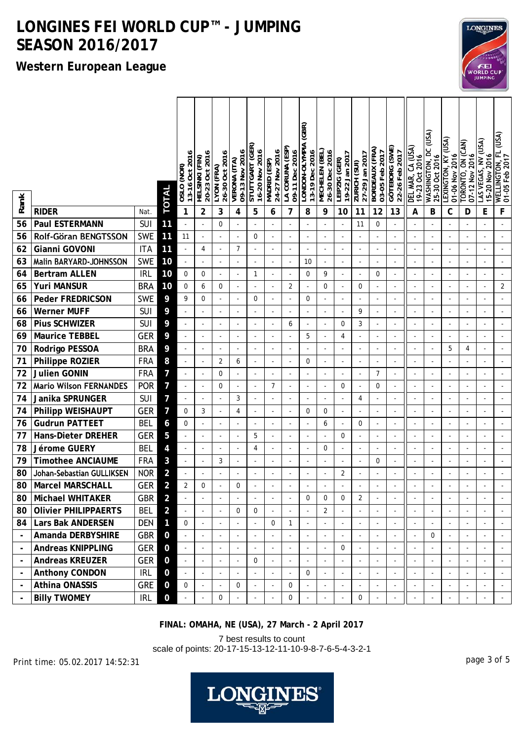# LONGINES FEI WORLD CUP™ - JUMPING SEASON 2016/2017

## Western European League

| Rank | RIDER | Nat. | TOTAL | OSLO (NOR) 13-16 Oct 2016 | HELSINKI (FIN) 20-23 Oct 2016 | LYON (FRA) 26-30 Oct 2016 | VERONA (ITA) 09-13 Nov 2016 | STUTTGART (GER) 16-20 Nov 2016 | MADRID (ESP) 24-27 Nov 2016 | LA CORUNA (ESP) 09-11 Dec 2016 | LONDON-OLYMPIA (GBR) 13-19 Dec 2016 | MECHELEN (BEL) 26-30 Dec 2016 | LEIPZIG (GER) 19-22 Jan 2017 | ZURICH (SUI) 27-29 Jan 2017 | BORDEAUX (FRA) 03-05 Feb 2017 | GÖTEBORG (SWE) 22-26 Feb 2017 | DEL MAR, CA (USA) 19-23 Oct 2016 | WASHINGTON, DC (USA) 25-30 Oct 2016 | LEXINGTON, KY (USA) 01-06 Nov 2016 | TORONTO, ON (CAN) 07-12 Nov 2016 | LAS VEGAS, NV (USA) 15-20 Nov 2016 | WELLINGTON, FL (USA) 01-05 Feb 2017 |
|---|---|---|---|---|---|---|---|---|---|---|---|---|---|---|---|---|---|---|---|---|---|---|
| | | | | 1 | 2 | 3 | 4 | 5 | 6 | 7 | 8 | 9 | 10 | 11 | 12 | 13 | A | B | C | D | E | F |
| 56 | Paul ESTERMANN | SUI | 11 | - | - | 0 | - | - | - | - | - | - | - | 11 | 0 | - | - | - | - | - | - | - |
| 56 | Rolf-Göran BENGTSSON | SWE | 11 | 11 | - | - | - | 0 | - | - | - | - | - | - | - | - | - | - | - | - | - | - |
| 62 | Gianni GOVONI | ITA | 11 | - | 4 | - | 7 | - | - | - | - | - | - | - | - | - | - | - | - | - | - | - |
| 63 | Malin BARYARD-JOHNSSON | SWE | 10 | - | - | - | - | - | - | - | 10 | - | - | - | - | - | - | - | - | - | - | - |
| 64 | Bertram ALLEN | IRL | 10 | 0 | 0 | - | - | 1 | - | - | 0 | 9 | - | - | 0 | - | - | - | - | - | - | - |
| 65 | Yuri MANSUR | BRA | 10 | 0 | 6 | 0 | - | - | - | 2 | - | 0 | - | 0 | - | - | - | - | - | - | - | 2 |
| 66 | Peder FREDRICSON | SWE | 9 | 9 | 0 | - | - | 0 | - | - | 0 | - | - | - | - | - | - | - | - | - | - | - |
| 66 | Werner MUFF | SUI | 9 | - | - | - | - | - | - | - | - | - | - | 9 | - | - | - | - | - | - | - | - |
| 68 | Pius SCHWIZER | SUI | 9 | - | - | - | - | - | - | 6 | - | - | 0 | 3 | - | - | - | - | - | - | - | - |
| 69 | Maurice TEBBEL | GER | 9 | - | - | - | - | - | - | - | 5 | - | 4 | - | - | - | - | - | - | - | - | - |
| 70 | Rodrigo PESSOA | BRA | 9 | - | - | - | - | - | - | - | - | - | - | - | - | - | - | - | 5 | 4 | - | - |
| 71 | Philippe ROZIER | FRA | 8 | - | - | 2 | 6 | - | - | - | 0 | - | - | - | - | - | - | - | - | - | - | - |
| 72 | Julien GONIN | FRA | 7 | - | - | 0 | - | - | - | - | - | - | - | - | 7 | - | - | - | - | - | - | - |
| 72 | Mario Wilson FERNANDES | POR | 7 | - | - | 0 | - | - | 7 | - | - | - | 0 | - | 0 | - | - | - | - | - | - | - |
| 74 | Janika SPRUNGER | SUI | 7 | - | - | - | 3 | - | - | - | - | - | - | 4 | - | - | - | - | - | - | - | - |
| 74 | Philipp WEISHAUPT | GER | 7 | 0 | 3 | - | 4 | - | - | - | 0 | 0 | - | - | - | - | - | - | - | - | - | - |
| 76 | Gudrun PATTEET | BEL | 6 | 0 | - | - | - | - | - | - | - | 6 | - | 0 | - | - | - | - | - | - | - | - |
| 77 | Hans-Dieter DREHER | GER | 5 | - | - | - | - | 5 | - | - | - | - | 0 | - | - | - | - | - | - | - | - | - |
| 78 | Jérome GUERY | BEL | 4 | - | - | - | - | 4 | - | - | - | 0 | - | - | - | - | - | - | - | - | - | - |
| 79 | Timothee ANCIAUME | FRA | 3 | - | - | 3 | - | - | - | - | - | - | - | - | 0 | - | - | - | - | - | - | - |
| 80 | Johan-Sebastian GULLIKSEN | NOR | 2 | - | - | - | - | - | - | - | - | - | 2 | - | - | - | - | - | - | - | - | - |
| 80 | Marcel MARSCHALL | GER | 2 | 2 | 0 | - | 0 | - | - | - | - | - | - | - | - | - | - | - | - | - | - | - |
| 80 | Michael WHITAKER | GBR | 2 | - | - | - | - | - | - | - | 0 | 0 | 0 | 2 | - | - | - | - | - | - | - | - |
| 80 | Olivier PHILIPPAERTS | BEL | 2 | - | - | - | 0 | 0 | - | - | - | 2 | - | - | - | - | - | - | - | - | - | - |
| 84 | Lars Bak ANDERSEN | DEN | 1 | 0 | - | - | - | - | 0 | 1 | - | - | - | - | - | - | - | - | - | - | - | - |
| - | Amanda DERBYSHIRE | GBR | 0 | - | - | - | - | - | - | - | - | - | - | - | - | - | - | 0 | - | - | - | - |
| - | Andreas KNIPPLING | GER | 0 | - | - | - | - | - | - | - | - | - | 0 | - | - | - | - | - | - | - | - | - |
| - | Andreas KREUZER | GER | 0 | - | - | - | - | 0 | - | - | - | - | - | - | - | - | - | - | - | - | - | - |
| - | Anthony CONDON | IRL | 0 | - | - | - | - | - | - | - | 0 | - | - | - | - | - | - | - | - | - | - | - |
| - | Athina ONASSIS | GRE | 0 | 0 | - | - | 0 | - | - | 0 | - | - | - | - | - | - | - | - | - | - | - | - |
| - | Billy TWOMEY | IRL | 0 | - | - | 0 | - | - | - | 0 | - | - | - | 0 | - | - | - | - | - | - | - | - |

**FINAL: OMAHA, NE (USA), 27 March - 2 April 2017**

7 best results to count
scale of points: 20-17-15-13-12-11-10-9-8-7-6-5-4-3-2-1

Print time: 05.02.2017 14:52:31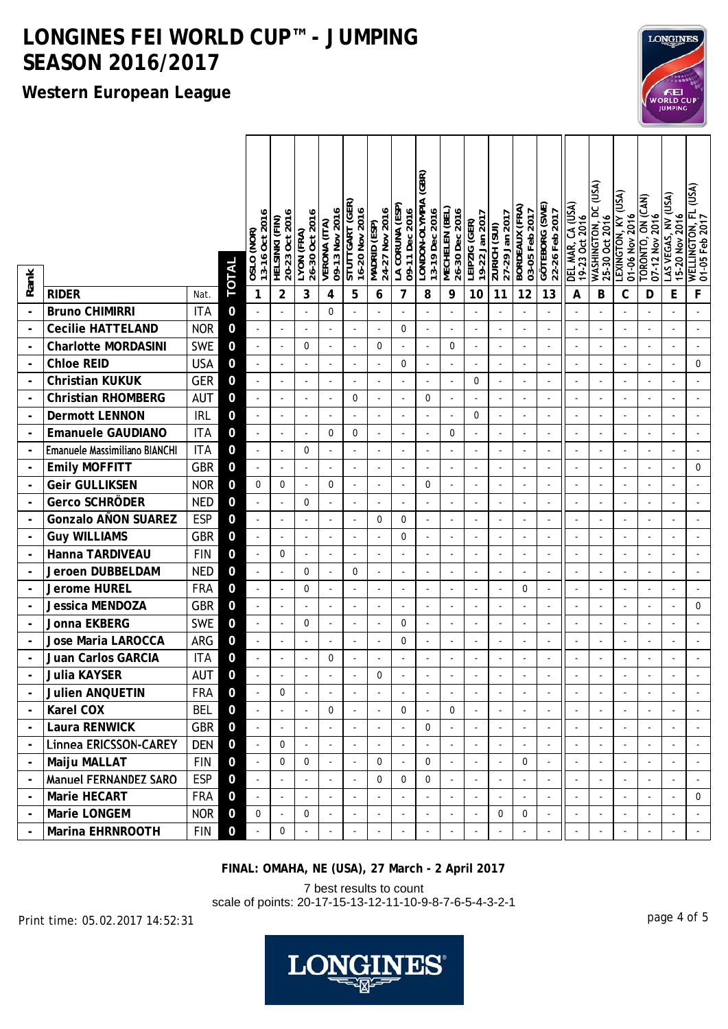# LONGINES FEI WORLD CUP™ - JUMPING SEASON 2016/2017

## Western European League

| Rank | RIDER | Nat. | TOTAL | OSLO (NOR) 13-16 Oct 2016 | HELSINKI (FIN) 20-23 Oct 2016 | LYON (FRA) 26-30 Oct 2016 | VERONA (ITA) 09-13 Nov 2016 | STUTTGART (GER) 16-20 Nov 2016 | MADRID (ESP) 24-27 Nov 2016 | LA CORUNA (ESP) 09-11 Dec 2016 | LONDON-OLYMPIA (GBR) 13-19 Dec 2016 | MECHELEN (BEL) 26-30 Dec 2016 | LEIPZIG (GER) 19-22 Jan 2017 | ZURICH (SUI) 27-29 Jan 2017 | BORDEAUX (FRA) 03-05 Feb 2017 | GÖTEBORG (SWE) 22-26 Feb 2017 | DEL MAR, CA (USA) 19-23 Oct 2016 | WASHINGTON, DC (USA) 25-30 Oct 2016 | LEXINGTON, KY (USA) 01-06 Nov 2016 | TORONTO, ON (CAN) 07-12 Nov 2016 | LAS VEGAS, NV (USA) 15-20 Nov 2016 | WELLINGTON, FL (USA) 01-05 Feb 2017 |
|---|---|---|---|---|---|---|---|---|---|---|---|---|---|---|---|---|---|---|---|---|---|---|
| | | | | 1 | 2 | 3 | 4 | 5 | 6 | 7 | 8 | 9 | 10 | 11 | 12 | 13 | A | B | C | D | E | F |
| - | Bruno CHIMIRRI | ITA | 0 | - | - | - | 0 | - | - | - | - | - | - | - | - | - | - | - | - | - | - | - |
| - | Cecilie HATTELAND | NOR | 0 | - | - | - | - | - | - | 0 | - | - | - | - | - | - | - | - | - | - | - | - |
| - | Charlotte MORDASINI | SWE | 0 | - | - | 0 | - | - | 0 | - | - | 0 | - | - | - | - | - | - | - | - | - | - |
| - | Chloe REID | USA | 0 | - | - | - | - | - | - | 0 | - | - | - | - | - | - | - | - | - | - | - | 0 |
| - | Christian KUKUK | GER | 0 | - | - | - | - | - | - | - | - | - | 0 | - | - | - | - | - | - | - | - | - |
| - | Christian RHOMBERG | AUT | 0 | - | - | - | - | 0 | - | - | 0 | - | - | - | - | - | - | - | - | - | - | - |
| - | Dermott LENNON | IRL | 0 | - | - | - | - | - | - | - | - | - | 0 | - | - | - | - | - | - | - | - | - |
| - | Emanuele GAUDIANO | ITA | 0 | - | - | - | 0 | 0 | - | - | - | 0 | - | - | - | - | - | - | - | - | - | - |
| - | Emanuele Massimiliano BIANCHI | ITA | 0 | - | - | 0 | - | - | - | - | - | - | - | - | - | - | - | - | - | - | - | - |
| - | Emily MOFFITT | GBR | 0 | - | - | - | - | - | - | - | - | - | - | - | - | - | - | - | - | - | - | 0 |
| - | Geir GULLIKSEN | NOR | 0 | 0 | 0 | - | 0 | - | - | - | 0 | - | - | - | - | - | - | - | - | - | - | - |
| - | Gerco SCHRÖDER | NED | 0 | - | - | 0 | - | - | - | - | - | - | - | - | - | - | - | - | - | - | - | - |
| - | Gonzalo AÑON SUAREZ | ESP | 0 | - | - | - | - | - | 0 | 0 | - | - | - | - | - | - | - | - | - | - | - | - |
| - | Guy WILLIAMS | GBR | 0 | - | - | - | - | - | - | 0 | - | - | - | - | - | - | - | - | - | - | - | - |
| - | Hanna TARDIVEAU | FIN | 0 | - | 0 | - | - | - | - | - | - | - | - | - | - | - | - | - | - | - | - | - |
| - | Jeroen DUBBELDAM | NED | 0 | - | - | 0 | - | 0 | - | - | - | - | - | - | - | - | - | - | - | - | - | - |
| - | Jerome HUREL | FRA | 0 | - | - | 0 | - | - | - | - | - | - | - | - | 0 | - | - | - | - | - | - | - |
| - | Jessica MENDOZA | GBR | 0 | - | - | - | - | - | - | - | - | - | - | - | - | - | - | - | - | - | - | 0 |
| - | Jonna EKBERG | SWE | 0 | - | - | 0 | - | - | - | 0 | - | - | - | - | - | - | - | - | - | - | - | - |
| - | Jose Maria LAROCCA | ARG | 0 | - | - | - | - | - | - | 0 | - | - | - | - | - | - | - | - | - | - | - | - |
| - | Juan Carlos GARCIA | ITA | 0 | - | - | - | 0 | - | - | - | - | - | - | - | - | - | - | - | - | - | - | - |
| - | Julia KAYSER | AUT | 0 | - | - | - | - | - | 0 | - | - | - | - | - | - | - | - | - | - | - | - | - |
| - | Julien ANQUETIN | FRA | 0 | - | 0 | - | - | - | - | - | - | - | - | - | - | - | - | - | - | - | - | - |
| - | Karel COX | BEL | 0 | - | - | - | 0 | - | - | 0 | - | 0 | - | - | - | - | - | - | - | - | - | - |
| - | Laura RENWICK | GBR | 0 | - | - | - | - | - | - | - | 0 | - | - | - | - | - | - | - | - | - | - | - |
| - | Linnea ERICSSON-CAREY | DEN | 0 | - | 0 | - | - | - | - | - | - | - | - | - | - | - | - | - | - | - | - | - |
| - | Maiju MALLAT | FIN | 0 | - | 0 | 0 | - | - | 0 | - | 0 | - | - | - | 0 | - | - | - | - | - | - | - |
| - | Manuel FERNANDEZ SARO | ESP | 0 | - | - | - | - | - | 0 | 0 | 0 | - | - | - | - | - | - | - | - | - | - | - |
| - | Marie HECART | FRA | 0 | - | - | - | - | - | - | - | - | - | - | - | - | - | - | - | - | - | - | 0 |
| - | Marie LONGEM | NOR | 0 | 0 | - | 0 | - | - | - | - | - | - | - | 0 | 0 | - | - | - | - | - | - | - |
| - | Marina EHRNROOTH | FIN | 0 | - | 0 | - | - | - | - | - | - | - | - | - | - | - | - | - | - | - | - | - |

**FINAL: OMAHA, NE (USA), 27 March - 2 April 2017**

7 best results to count

scale of points: 20-17-15-13-12-11-10-9-8-7-6-5-4-3-2-1

Print time: 05.02.2017 14:52:31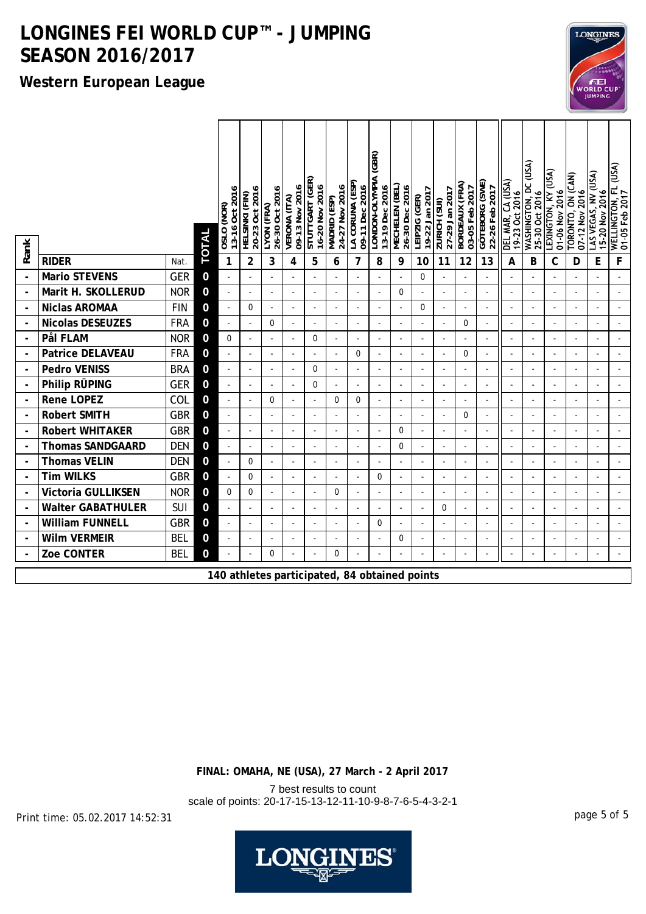# LONGINES FEI WORLD CUP™ - JUMPING SEASON 2016/2017

## Western European League

| Rank | RIDER | Nat. | TOTAL | 1 OSLO (NOR) 13-16 Oct 2016 | 2 HELSINKI (FIN) 20-23 Oct 2016 | 3 LYON (FRA) 26-30 Oct 2016 | 4 VERONA (ITA) 09-13 Nov 2016 | 5 STUTTGART (GER) 16-20 Nov 2016 | 6 MADRID (ESP) 24-27 Nov 2016 | 7 LA CORUNA (ESP) 09-11 Dec 2016 | 8 LONDON-OLYMPIA (GBR) 13-19 Dec 2016 | 9 MECHELEN (BEL) 26-30 Dec 2016 | 10 LEIPZIG (GER) 19-22 Jan 2017 | 11 ZURICH (SUI) 27-29 Jan 2017 | 12 BORDEAUX (FRA) 03-05 Feb 2017 | 13 GÖTEBORG (SWE) 22-26 Feb 2017 | A DEL MAR, CA (USA) 19-23 Oct 2016 | B WASHINGTON, DC (USA) 25-30 Oct 2016 | C LEXINGTON, KY (USA) 01-06 Nov 2016 | D TORONTO, ON (CAN) 07-12 Nov 2016 | E LAS VEGAS, NV (USA) 15-20 Nov 2016 | F WELLINGTON, FL (USA) 01-05 Feb 2017 |
|---|---|---|---|---|---|---|---|---|---|---|---|---|---|---|---|---|---|---|---|---|---|---|
| - | Mario STEVENS | GER | 0 | - | - | - | - | - | - | - | - | - | 0 | - | - | - | - | - | - | - | - | - |
| - | Marit H. SKOLLERUD | NOR | 0 | - | - | - | - | - | - | - | - | 0 | - | - | - | - | - | - | - | - | - | - |
| - | Niclas AROMAA | FIN | 0 | - | 0 | - | - | - | - | - | - | - | 0 | - | - | - | - | - | - | - | - | - |
| - | Nicolas DESEUZES | FRA | 0 | - | - | 0 | - | - | - | - | - | - | - | - | 0 | - | - | - | - | - | - | - |
| - | Pål FLAM | NOR | 0 | 0 | - | - | - | 0 | - | - | - | - | - | - | - | - | - | - | - | - | - | - |
| - | Patrice DELAVEAU | FRA | 0 | - | - | - | - | - | - | 0 | - | - | - | - | 0 | - | - | - | - | - | - | - |
| - | Pedro VENISS | BRA | 0 | - | - | - | - | 0 | - | - | - | - | - | - | - | - | - | - | - | - | - | - |
| - | Philip RÜPING | GER | 0 | - | - | - | - | 0 | - | - | - | - | - | - | - | - | - | - | - | - | - | - |
| - | Rene LOPEZ | COL | 0 | - | - | 0 | - | - | 0 | 0 | - | - | - | - | - | - | - | - | - | - | - | - |
| - | Robert SMITH | GBR | 0 | - | - | - | - | - | - | - | - | - | - | - | 0 | - | - | - | - | - | - | - |
| - | Robert WHITAKER | GBR | 0 | - | - | - | - | - | - | - | - | 0 | - | - | - | - | - | - | - | - | - | - |
| - | Thomas SANDGAARD | DEN | 0 | - | - | - | - | - | - | - | - | 0 | - | - | - | - | - | - | - | - | - | - |
| - | Thomas VELIN | DEN | 0 | - | 0 | - | - | - | - | - | - | - | - | - | - | - | - | - | - | - | - | - |
| - | Tim WILKS | GBR | 0 | - | 0 | - | - | - | - | - | 0 | - | - | - | - | - | - | - | - | - | - | - |
| - | Victoria GULLIKSEN | NOR | 0 | 0 | 0 | - | - | - | 0 | - | - | - | - | - | - | - | - | - | - | - | - | - |
| - | Walter GABATHULER | SUI | 0 | - | - | - | - | - | - | - | - | - | - | 0 | - | - | - | - | - | - | - | - |
| - | William FUNNELL | GBR | 0 | - | - | - | - | - | - | - | 0 | - | - | - | - | - | - | - | - | - | - | - |
| - | Wilm VERMEIR | BEL | 0 | - | - | - | - | - | - | - | - | 0 | - | - | - | - | - | - | - | - | - | - |
| - | Zoe CONTER | BEL | 0 | - | - | 0 | - | - | 0 | - | - | - | - | - | - | - | - | - | - | - | - | - |

**140 athletes participated, 84 obtained points**

**FINAL: OMAHA, NE (USA), 27 March - 2 April 2017**

7 best results to count
scale of points: 20-17-15-13-12-11-10-9-8-7-6-5-4-3-2-1

Print time: 05.02.2017 14:52:31